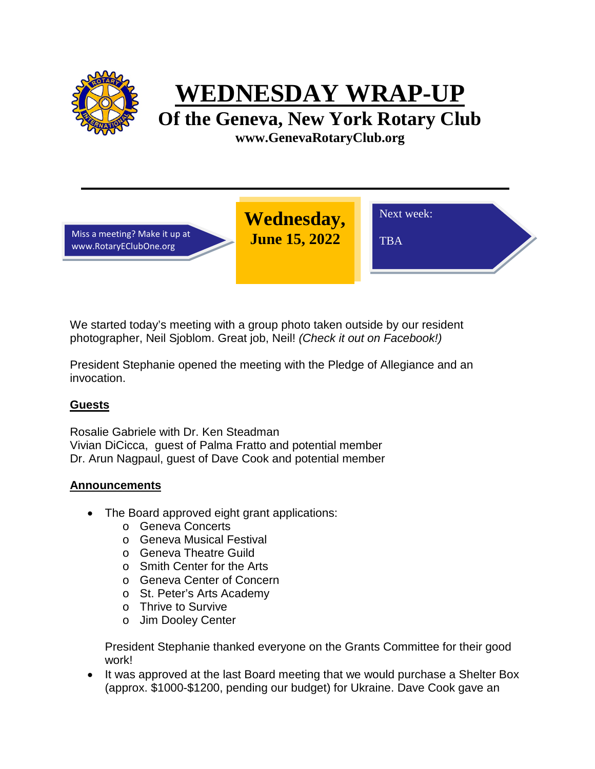# WEDNESDAY WRAP-UP

## Of the Geneva, New York Rotary Club

**www.GenevaRotaryClub.org**

---

Miss a meeting? Make it up at www.RotaryEClubOne.org

**Wednesday, June 15, 2022**

Next week:

TBA

We started today's meeting with a group photo taken outside by our resident photographer, Neil Sjoblom. Great job, Neil! *(Check it out on Facebook!)*

President Stephanie opened the meeting with the Pledge of Allegiance and an invocation.

**Guests**

Rosalie Gabriele with Dr. Ken Steadman
Vivian DiCicca, guest of Palma Fratto and potential member
Dr. Arun Nagpaul, guest of Dave Cook and potential member

**Announcements**

- The Board approved eight grant applications:
  - Geneva Concerts
  - Geneva Musical Festival
  - Geneva Theatre Guild
  - Smith Center for the Arts
  - Geneva Center of Concern
  - St. Peter's Arts Academy
  - Thrive to Survive
  - Jim Dooley Center

  President Stephanie thanked everyone on the Grants Committee for their good work!
- It was approved at the last Board meeting that we would purchase a Shelter Box (approx. $1000-$1200, pending our budget) for Ukraine. Dave Cook gave an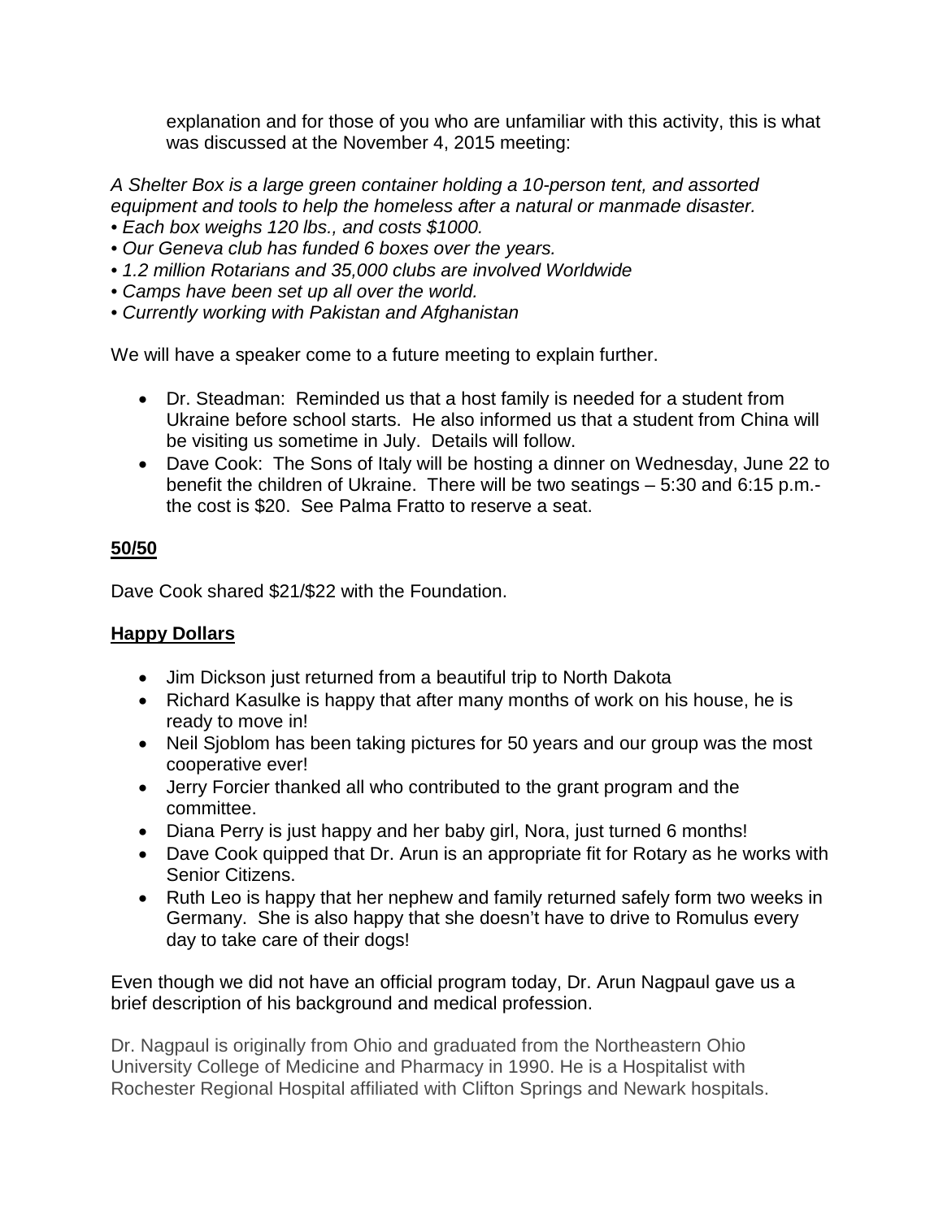explanation and for those of you who are unfamiliar with this activity, this is what was discussed at the November 4, 2015 meeting:

*A Shelter Box is a large green container holding a 10-person tent, and assorted equipment and tools to help the homeless after a natural or manmade disaster.*
*• Each box weighs 120 lbs., and costs $1000.*
*• Our Geneva club has funded 6 boxes over the years.*
*• 1.2 million Rotarians and 35,000 clubs are involved Worldwide*
*• Camps have been set up all over the world.*
*• Currently working with Pakistan and Afghanistan*

We will have a speaker come to a future meeting to explain further.

- Dr. Steadman: Reminded us that a host family is needed for a student from Ukraine before school starts. He also informed us that a student from China will be visiting us sometime in July. Details will follow.
- Dave Cook: The Sons of Italy will be hosting a dinner on Wednesday, June 22 to benefit the children of Ukraine. There will be two seatings – 5:30 and 6:15 p.m.- the cost is $20. See Palma Fratto to reserve a seat.

**50/50**

Dave Cook shared $21/$22 with the Foundation.

**Happy Dollars**

- Jim Dickson just returned from a beautiful trip to North Dakota
- Richard Kasulke is happy that after many months of work on his house, he is ready to move in!
- Neil Sjoblom has been taking pictures for 50 years and our group was the most cooperative ever!
- Jerry Forcier thanked all who contributed to the grant program and the committee.
- Diana Perry is just happy and her baby girl, Nora, just turned 6 months!
- Dave Cook quipped that Dr. Arun is an appropriate fit for Rotary as he works with Senior Citizens.
- Ruth Leo is happy that her nephew and family returned safely form two weeks in Germany. She is also happy that she doesn't have to drive to Romulus every day to take care of their dogs!

Even though we did not have an official program today, Dr. Arun Nagpaul gave us a brief description of his background and medical profession.

Dr. Nagpaul is originally from Ohio and graduated from the Northeastern Ohio University College of Medicine and Pharmacy in 1990. He is a Hospitalist with Rochester Regional Hospital affiliated with Clifton Springs and Newark hospitals.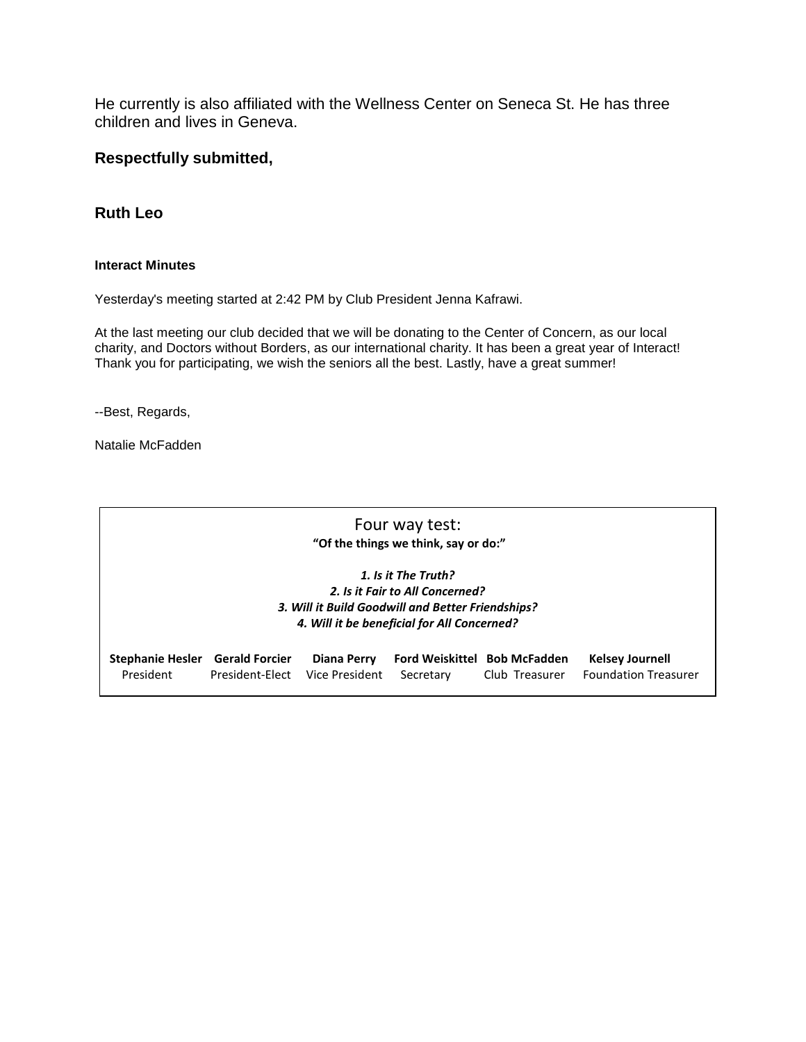He currently is also affiliated with the Wellness Center on Seneca St. He has three children and lives in Geneva.

**Respectfully submitted,**

**Ruth Leo**

**Interact Minutes**

Yesterday's meeting started at 2:42 PM by Club President Jenna Kafrawi.

At the last meeting our club decided that we will be donating to the Center of Concern, as our local charity, and Doctors without Borders, as our international charity. It has been a great year of Interact! Thank you for participating, we wish the seniors all the best. Lastly, have a great summer!

--Best, Regards,

Natalie McFadden

Four way test:

**"Of the things we think, say or do:"**

***1. Is it The Truth?***
***2. Is it Fair to All Concerned?***
***3. Will it Build Goodwill and Better Friendships?***
***4. Will it be beneficial for All Concerned?***

| | | | | | |
|---|---|---|---|---|---|
| **Stephanie Hesler** | **Gerald Forcier** | **Diana Perry** | **Ford Weiskittel** | **Bob McFadden** | **Kelsey Journell** |
| President | President-Elect | Vice President | Secretary | Club Treasurer | Foundation Treasurer |